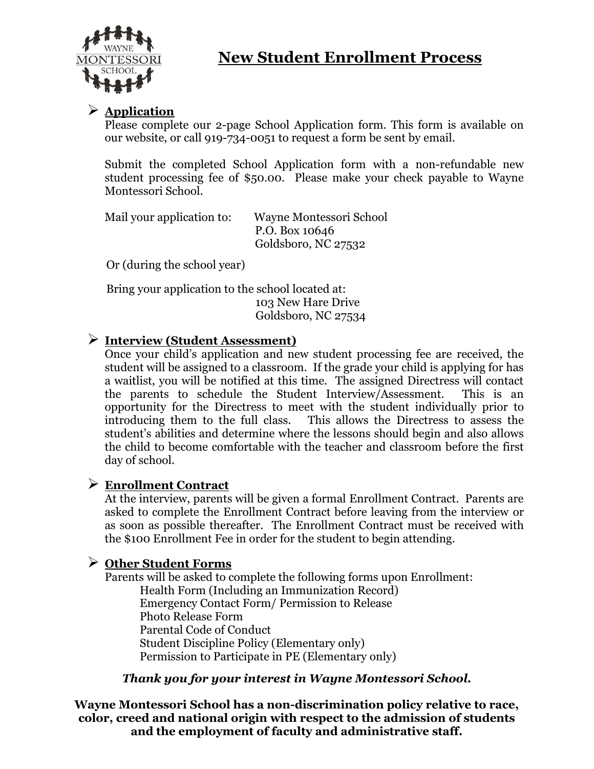# New Student Enrollment Process

## Application

Please complete our 2-page School Application form. This form is available on our website, or call 919-734-0051 to request a form be sent by email.

Submit the completed School Application form with a non-refundable new student processing fee of $50.00. Please make your check payable to Wayne Montessori School.

Mail your application to:
Wayne Montessori School
P.O. Box 10646
Goldsboro, NC 27532

Or (during the school year)

Bring your application to the school located at:
103 New Hare Drive
Goldsboro, NC 27534

## Interview (Student Assessment)

Once your child's application and new student processing fee are received, the student will be assigned to a classroom. If the grade your child is applying for has a waitlist, you will be notified at this time. The assigned Directress will contact the parents to schedule the Student Interview/Assessment. This is an opportunity for the Directress to meet with the student individually prior to introducing them to the full class. This allows the Directress to assess the student's abilities and determine where the lessons should begin and also allows the child to become comfortable with the teacher and classroom before the first day of school.

## Enrollment Contract

At the interview, parents will be given a formal Enrollment Contract. Parents are asked to complete the Enrollment Contract before leaving from the interview or as soon as possible thereafter. The Enrollment Contract must be received with the $100 Enrollment Fee in order for the student to begin attending.

## Other Student Forms

Parents will be asked to complete the following forms upon Enrollment:

- Health Form (Including an Immunization Record)
- Emergency Contact Form/ Permission to Release
- Photo Release Form
- Parental Code of Conduct
- Student Discipline Policy (Elementary only)
- Permission to Participate in PE (Elementary only)

***Thank you for your interest in Wayne Montessori School.***

**Wayne Montessori School has a non-discrimination policy relative to race, color, creed and national origin with respect to the admission of students and the employment of faculty and administrative staff.**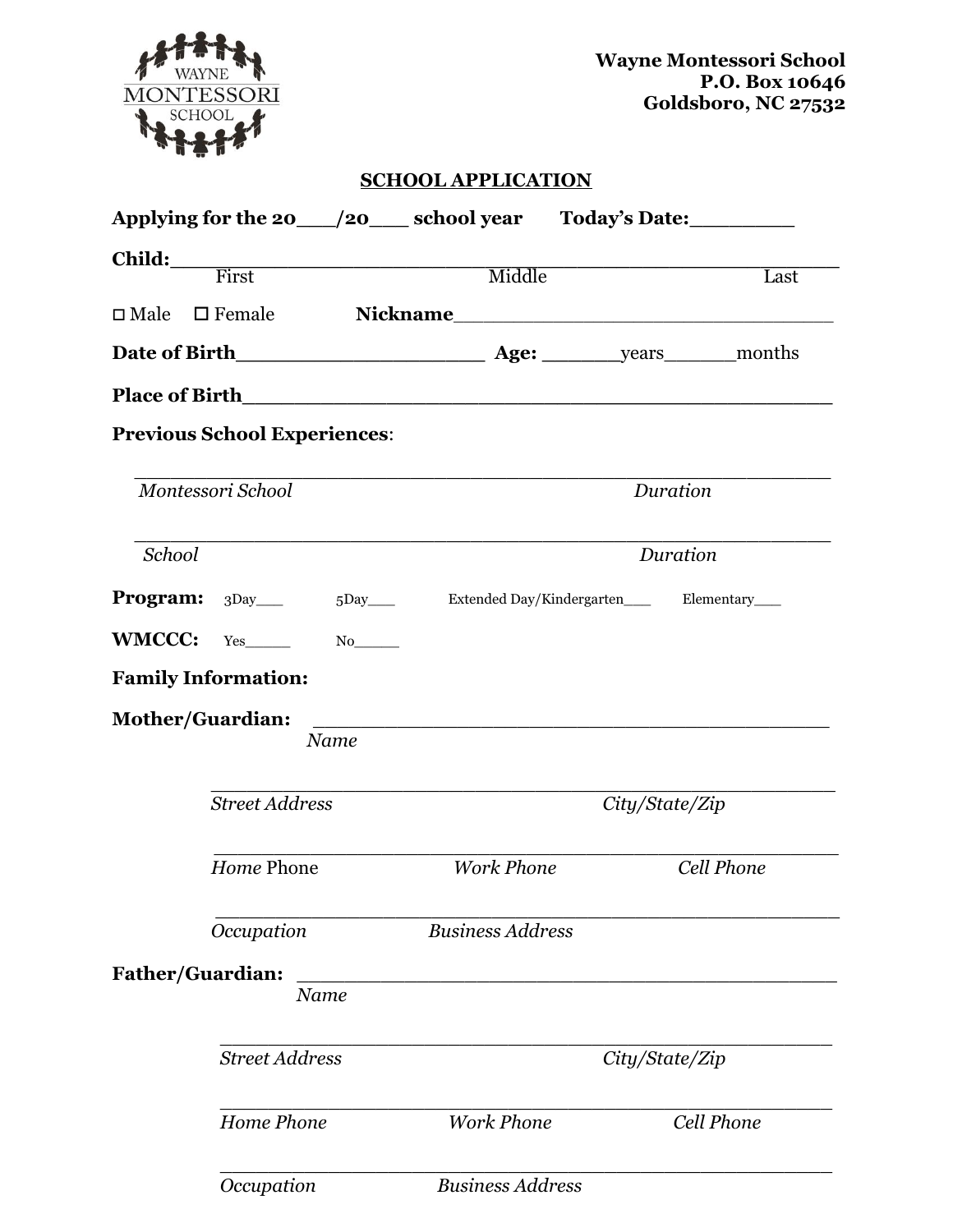Wayne Montessori School
P.O. Box 10646
Goldsboro, NC 27532

## SCHOOL APPLICATION

**Applying for the 20___/20___ school year** **Today's Date:________**

**Child:**_____________________________________________
First Middle Last

☐ Male ☐ Female **Nickname**______________________________

**Date of Birth**___________________ **Age:** ______years______months

**Place of Birth**_____________________________________________

**Previous School Experiences**:

_____________________________________________
*Montessori School* *Duration*

_____________________________________________
*School* *Duration*

**Program:** 3Day___ 5Day___ Extended Day/Kindergarten___ Elementary___

**WMCCC:** Yes_____ No_____

**Family Information:**

**Mother/Guardian:** _________________________________________
*Name*

_____________________________________________
*Street Address* *City/State/Zip*

_____________________________________________
*Home* Phone *Work Phone* *Cell Phone*

_____________________________________________
*Occupation* *Business Address*

**Father/Guardian:** _________________________________________
*Name*

_____________________________________________
*Street Address* *City/State/Zip*

_____________________________________________
*Home Phone* *Work Phone* *Cell Phone*

_____________________________________________
*Occupation* *Business Address*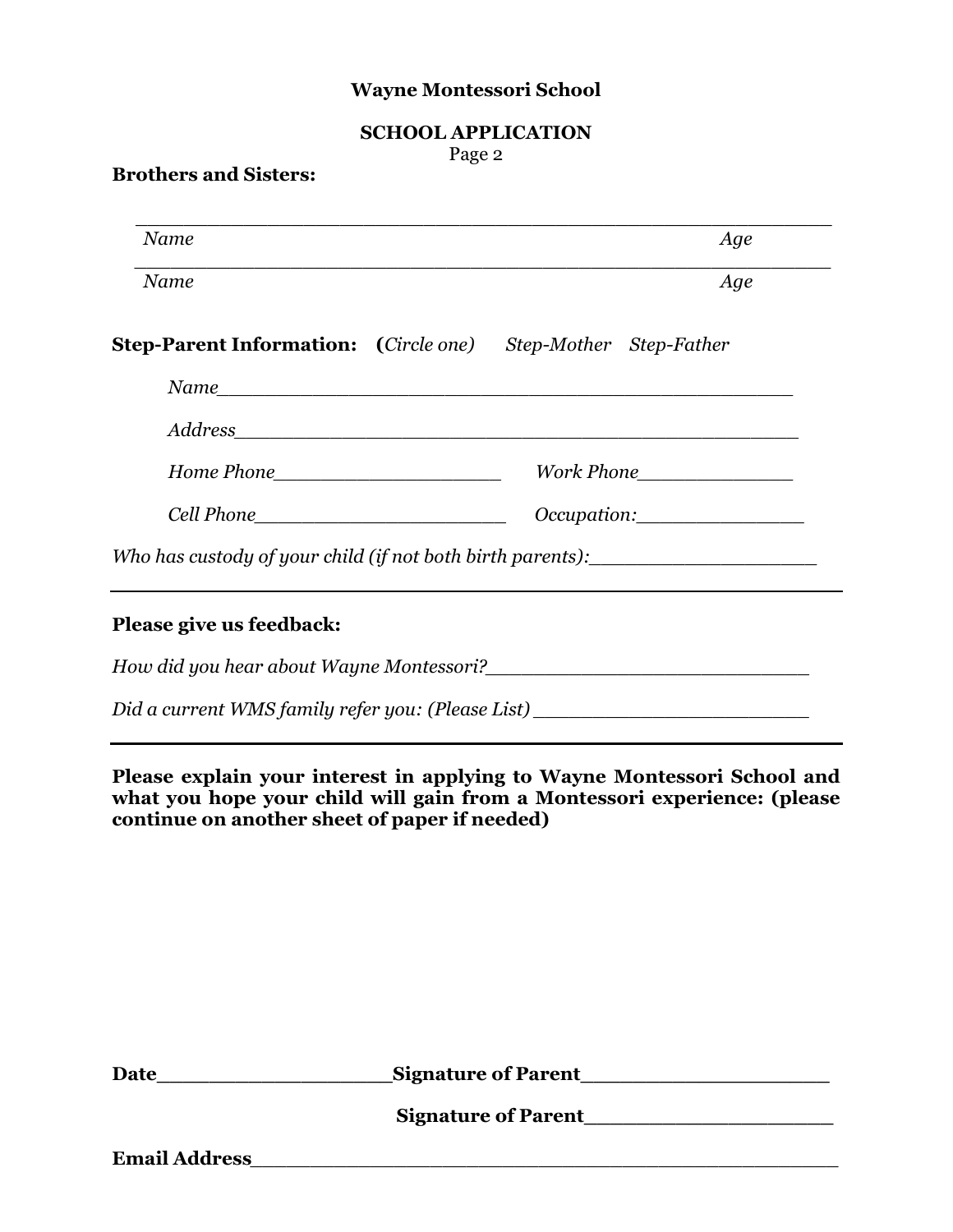**Wayne Montessori School**

**SCHOOL APPLICATION**
Page 2

**Brothers and Sisters:**

________________________________________________________________
*Name* *Age*
________________________________________________________________
*Name* *Age*

**Step-Parent Information:** **(***Circle one)* *Step-Mother* *Step-Father*

*Name*_____________________________________________

*Address*___________________________________________

*Home Phone*____________________ *Work Phone*______________

*Cell Phone*______________________ *Occupation:*_______________

*Who has custody of your child (if not both birth parents):*___________________

---

**Please give us feedback:**

*How did you hear about Wayne Montessori?*___________________________

*Did a current WMS family refer you: (Please List)* _______________________

---

**Please explain your interest in applying to Wayne Montessori School and what you hope your child will gain from a Montessori experience: (please continue on another sheet of paper if needed)**

**Date**___________________**Signature of Parent**____________________

**Signature of Parent**____________________

**Email Address**_____________________________________________